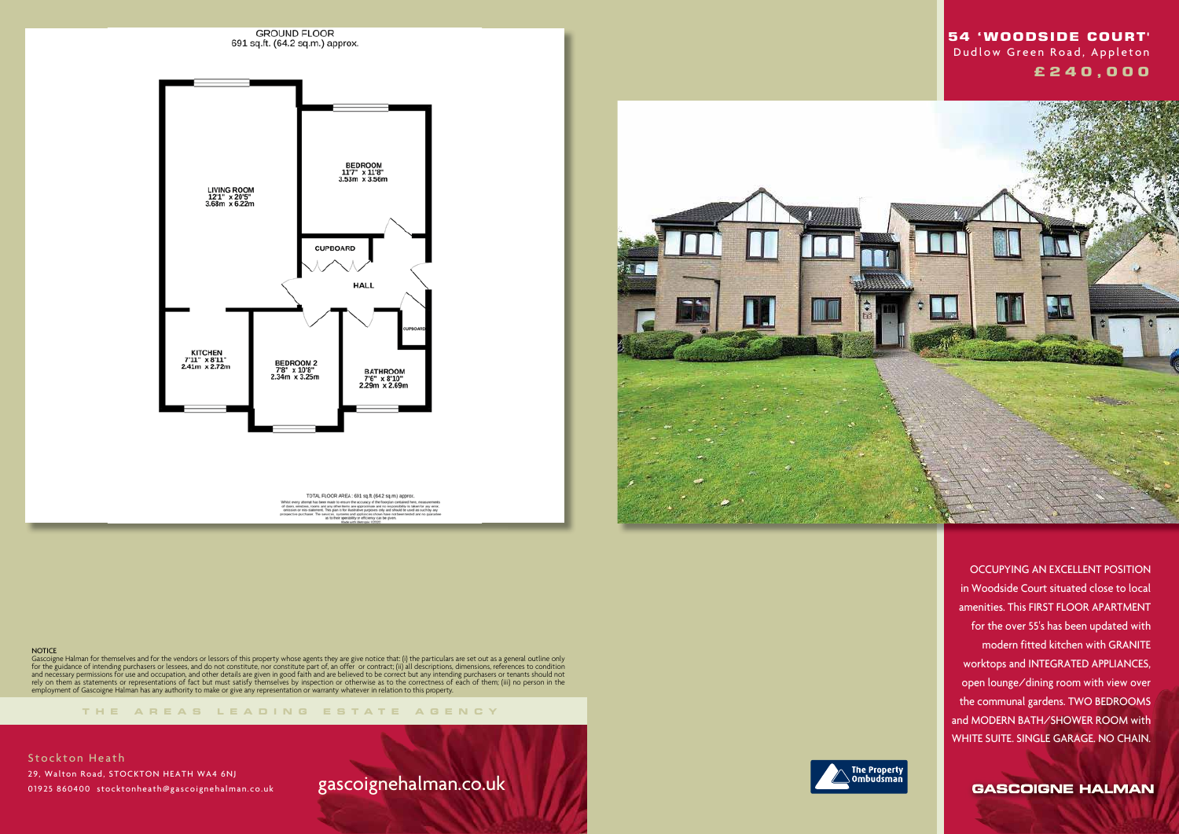# 54 'WOODSIDE COURT'

Dudlow Green Road, Appleton

**£240,000**

GROUND FLOOR
691 sq.ft. (64.2 sq.m.) approx.

LIVING ROOM
12'1" x 20'5"
3.68m x 6.22m

BEDROOM
11'7" x 11'8"
3.53m x 3.56m

CUPBOARD

HALL

CUPBOARD

KITCHEN
7'11" x 8'11"
2.41m x 2.72m

BEDROOM 2
7'8" x 10'8"
2.34m x 3.25m

BATHROOM
7'6" x 8'10"
2.29m x 2.69m

TOTAL FLOOR AREA : 691 sq.ft. (64.2 sq.m.) approx.

OCCUPYING AN EXCELLENT POSITION in Woodside Court situated close to local amenities. This FIRST FLOOR APARTMENT for the over 55's has been updated with modern fitted kitchen with GRANITE worktops and INTEGRATED APPLIANCES, open lounge/dining room with view over the communal gardens. TWO BEDROOMS and MODERN BATH/SHOWER ROOM with WHITE SUITE. SINGLE GARAGE. NO CHAIN.

**NOTICE**

Gascoigne Halman for themselves and for the vendors or lessors of this property whose agents they are give notice that: (i) the particulars are set out as a general outline only for the guidance of intending purchasers or lessees, and do not constitute, nor constitute part of, an offer or contract; (ii) all descriptions, dimensions, references to condition and necessary permissions for use and occupation, and other details are given in good faith and are believed to be correct but any intending purchasers or tenants should not rely on them as statements or representations of fact but must satisfy themselves by inspection or otherwise as to the correctness of each of them; (iii) no person in the employment of Gascoigne Halman has any authority to make or give any representation or warranty whatever in relation to this property.

THE AREAS LEADING ESTATE AGENCY

Stockton Heath
29, Walton Road, STOCKTON HEATH WA4 6NJ
01925 860400 stocktonheath@gascoignehalman.co.uk

gascoignehalman.co.uk

The Property Ombudsman

GASCOIGNE HALMAN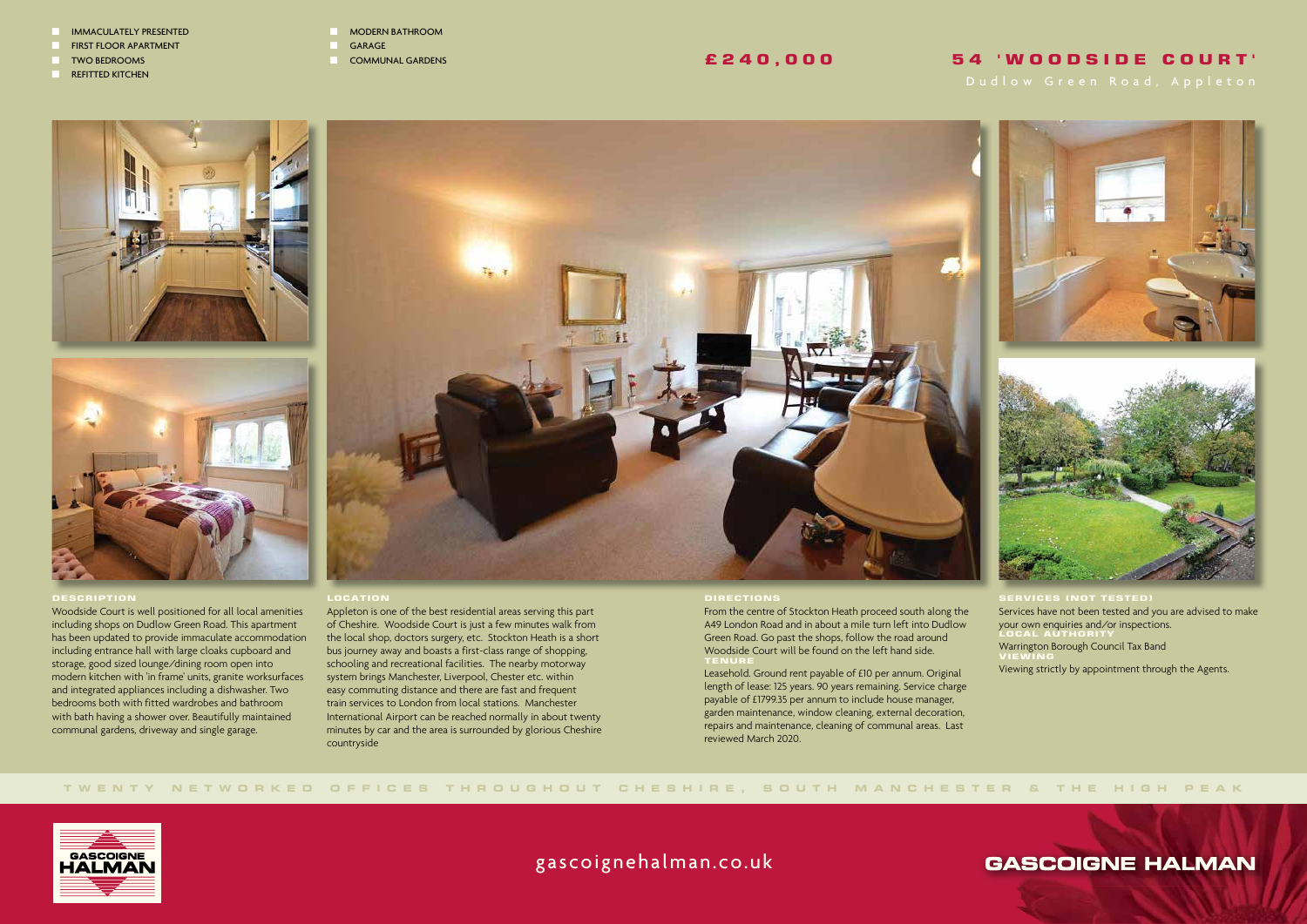- IMMACULATELY PRESENTED
- FIRST FLOOR APARTMENT
- TWO BEDROOMS
- REFITTED KITCHEN
- MODERN BATHROOM
- GARAGE
- COMMUNAL GARDENS

**£240,000**

# 54 'WOODSIDE COURT'

Dudlow Green Road, Appleton

### DESCRIPTION

Woodside Court is well positioned for all local amenities including shops on Dudlow Green Road. This apartment has been updated to provide immaculate accommodation including entrance hall with large cloaks cupboard and storage, good sized lounge/dining room open into modern kitchen with 'in frame' units, granite worksurfaces and integrated appliances including a dishwasher. Two bedrooms both with fitted wardrobes and bathroom with bath having a shower over. Beautifully maintained communal gardens, driveway and single garage.

### LOCATION

Appleton is one of the best residential areas serving this part of Cheshire. Woodside Court is just a few minutes walk from the local shop, doctors surgery, etc. Stockton Heath is a short bus journey away and boasts a first-class range of shopping, schooling and recreational facilities. The nearby motorway system brings Manchester, Liverpool, Chester etc. within easy commuting distance and there are fast and frequent train services to London from local stations. Manchester International Airport can be reached normally in about twenty minutes by car and the area is surrounded by glorious Cheshire countryside

### DIRECTIONS

From the centre of Stockton Heath proceed south along the A49 London Road and in about a mile turn left into Dudlow Green Road. Go past the shops, follow the road around Woodside Court will be found on the left hand side.

### TENURE

Leasehold. Ground rent payable of £10 per annum. Original length of lease: 125 years. 90 years remaining. Service charge payable of £1799.35 per annum to include house manager, garden maintenance, window cleaning, external decoration, repairs and maintenance, cleaning of communal areas. Last reviewed March 2020.

### SERVICES (NOT TESTED)

Services have not been tested and you are advised to make your own enquiries and/or inspections.

### LOCAL AUTHORITY

Warrington Borough Council Tax Band

### VIEWING

Viewing strictly by appointment through the Agents.

TWENTY NETWORKED OFFICES THROUGHOUT CHESHIRE, SOUTH MANCHESTER & THE HIGH PEAK

gascoignehalman.co.uk

GASCOIGNE HALMAN